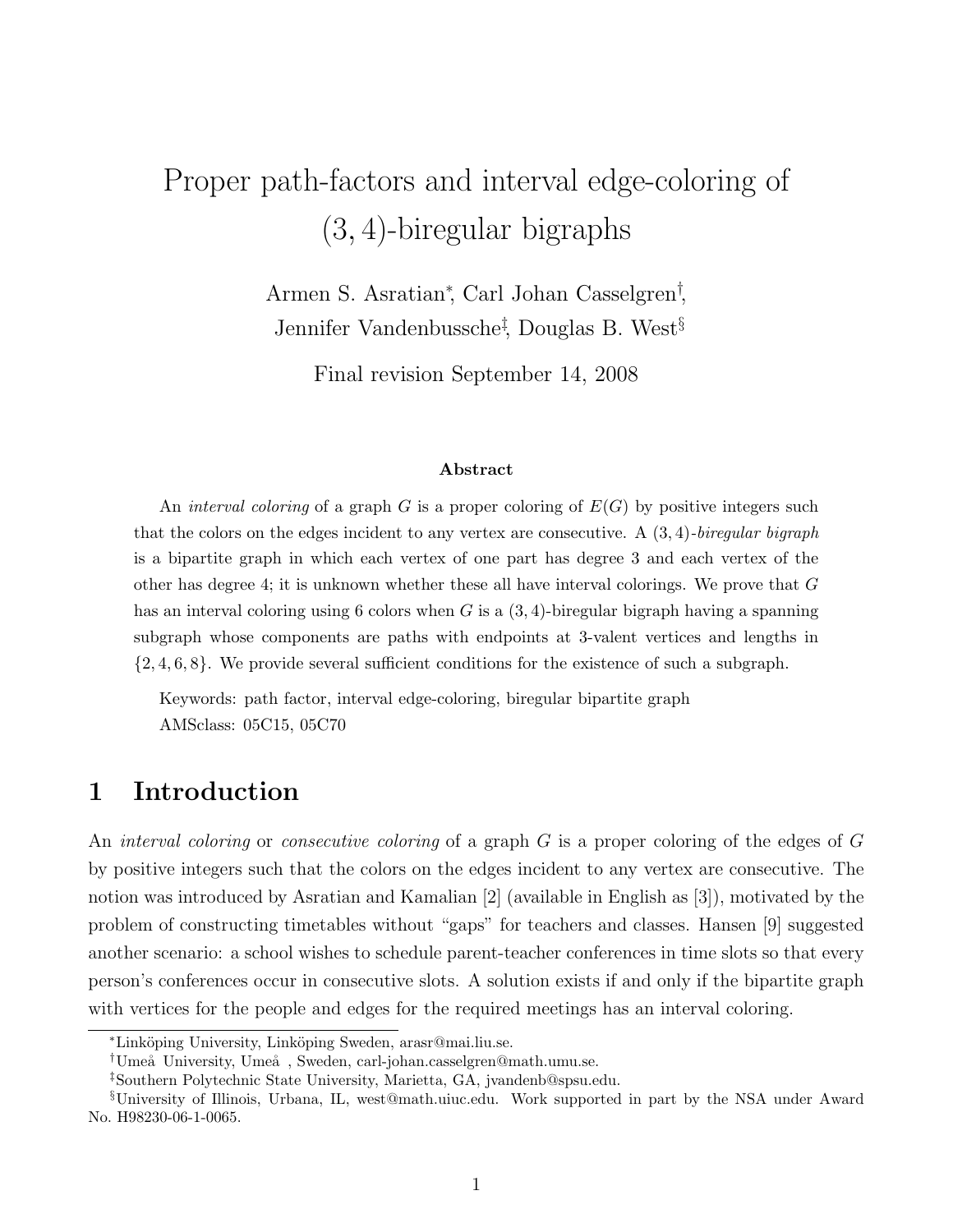# Proper path-factors and interval edge-coloring of (3, 4)-biregular bigraphs

Armen S. Asratian[*], Carl Johan Casselgren[†], Jennifer Vandenbussche[‡], Douglas B. West[§]

Final revision September 14, 2008

### Abstract

An *interval coloring* of a graph $G$ is a proper coloring of $E(G)$ by positive integers such that the colors on the edges incident to any vertex are consecutive. A $(3,4)$-*biregular bigraph* is a bipartite graph in which each vertex of one part has degree 3 and each vertex of the other has degree 4; it is unknown whether these all have interval colorings. We prove that $G$ has an interval coloring using 6 colors when $G$ is a $(3,4)$-biregular bigraph having a spanning subgraph whose components are paths with endpoints at 3-valent vertices and lengths in $\{2,4,6,8\}$. We provide several sufficient conditions for the existence of such a subgraph.

Keywords: path factor, interval edge-coloring, biregular bipartite graph
AMSclass: 05C15, 05C70

## 1 Introduction

An *interval coloring* or *consecutive coloring* of a graph $G$ is a proper coloring of the edges of $G$ by positive integers such that the colors on the edges incident to any vertex are consecutive. The notion was introduced by Asratian and Kamalian [2] (available in English as [3]), motivated by the problem of constructing timetables without "gaps" for teachers and classes. Hansen [9] suggested another scenario: a school wishes to schedule parent-teacher conferences in time slots so that every person's conferences occur in consecutive slots. A solution exists if and only if the bipartite graph with vertices for the people and edges for the required meetings has an interval coloring.

[*]Linköping University, Linköping Sweden, arasr@mai.liu.se.

[†]Umeå University, Umeå , Sweden, carl-johan.casselgren@math.umu.se.

[‡]Southern Polytechnic State University, Marietta, GA, jvandenb@spsu.edu.

[§]University of Illinois, Urbana, IL, west@math.uiuc.edu. Work supported in part by the NSA under Award No. H98230-06-1-0065.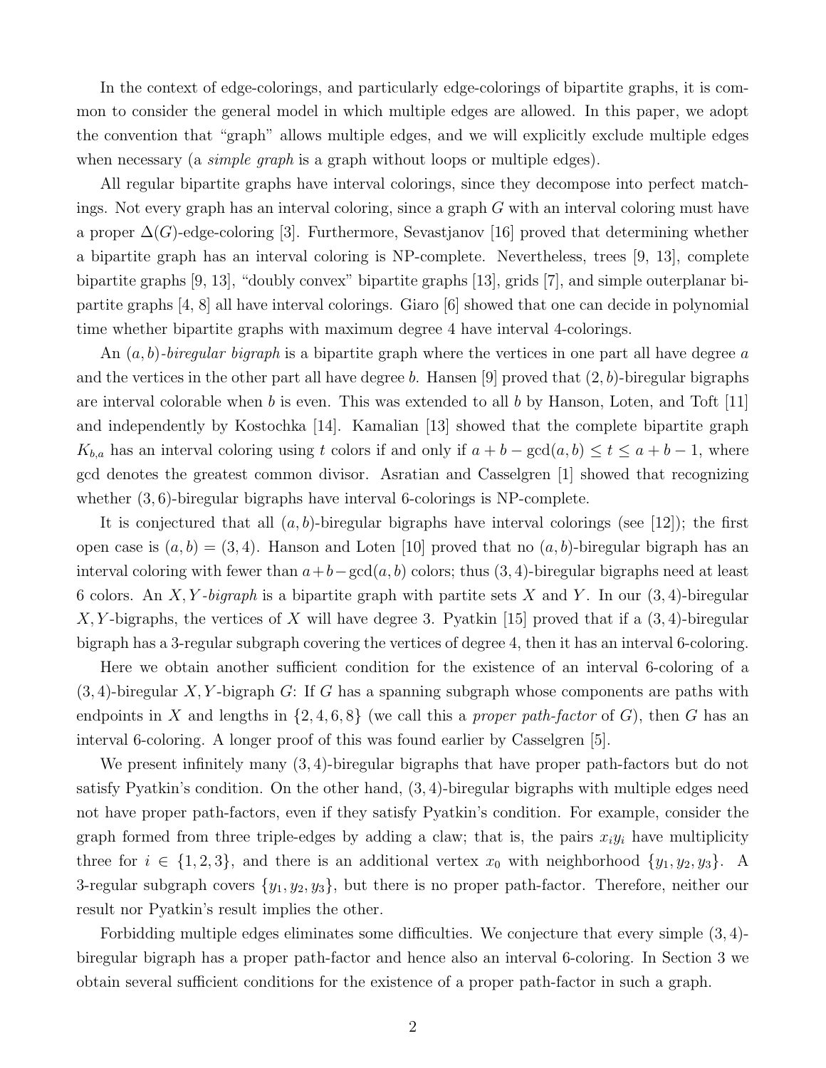In the context of edge-colorings, and particularly edge-colorings of bipartite graphs, it is common to consider the general model in which multiple edges are allowed. In this paper, we adopt the convention that "graph" allows multiple edges, and we will explicitly exclude multiple edges when necessary (a *simple graph* is a graph without loops or multiple edges).

All regular bipartite graphs have interval colorings, since they decompose into perfect matchings. Not every graph has an interval coloring, since a graph $G$ with an interval coloring must have a proper $\Delta(G)$-edge-coloring [3]. Furthermore, Sevastjanov [16] proved that determining whether a bipartite graph has an interval coloring is NP-complete. Nevertheless, trees [9, 13], complete bipartite graphs [9, 13], "doubly convex" bipartite graphs [13], grids [7], and simple outerplanar bipartite graphs [4, 8] all have interval colorings. Giaro [6] showed that one can decide in polynomial time whether bipartite graphs with maximum degree 4 have interval 4-colorings.

An $(a, b)$*-biregular bigraph* is a bipartite graph where the vertices in one part all have degree $a$ and the vertices in the other part all have degree $b$. Hansen [9] proved that $(2, b)$-biregular bigraphs are interval colorable when $b$ is even. This was extended to all $b$ by Hanson, Loten, and Toft [11] and independently by Kostochka [14]. Kamalian [13] showed that the complete bipartite graph $K_{b,a}$ has an interval coloring using $t$ colors if and only if $a + b - \gcd(a, b) \leq t \leq a + b - 1$, where gcd denotes the greatest common divisor. Asratian and Casselgren [1] showed that recognizing whether $(3, 6)$-biregular bigraphs have interval 6-colorings is NP-complete.

It is conjectured that all $(a, b)$-biregular bigraphs have interval colorings (see [12]); the first open case is $(a, b) = (3, 4)$. Hanson and Loten [10] proved that no $(a, b)$-biregular bigraph has an interval coloring with fewer than $a+b-\gcd(a, b)$ colors; thus $(3, 4)$-biregular bigraphs need at least 6 colors. An $X, Y$*-bigraph* is a bipartite graph with partite sets $X$ and $Y$. In our $(3, 4)$-biregular $X, Y$-bigraphs, the vertices of $X$ will have degree 3. Pyatkin [15] proved that if a $(3, 4)$-biregular bigraph has a 3-regular subgraph covering the vertices of degree 4, then it has an interval 6-coloring.

Here we obtain another sufficient condition for the existence of an interval 6-coloring of a $(3, 4)$-biregular $X, Y$-bigraph $G$: If $G$ has a spanning subgraph whose components are paths with endpoints in $X$ and lengths in $\{2, 4, 6, 8\}$ (we call this a *proper path-factor* of $G$), then $G$ has an interval 6-coloring. A longer proof of this was found earlier by Casselgren [5].

We present infinitely many $(3, 4)$-biregular bigraphs that have proper path-factors but do not satisfy Pyatkin's condition. On the other hand, $(3, 4)$-biregular bigraphs with multiple edges need not have proper path-factors, even if they satisfy Pyatkin's condition. For example, consider the graph formed from three triple-edges by adding a claw; that is, the pairs $x_iy_i$ have multiplicity three for $i \in \{1, 2, 3\}$, and there is an additional vertex $x_0$ with neighborhood $\{y_1, y_2, y_3\}$. A 3-regular subgraph covers $\{y_1, y_2, y_3\}$, but there is no proper path-factor. Therefore, neither our result nor Pyatkin's result implies the other.

Forbidding multiple edges eliminates some difficulties. We conjecture that every simple $(3, 4)$-biregular bigraph has a proper path-factor and hence also an interval 6-coloring. In Section 3 we obtain several sufficient conditions for the existence of a proper path-factor in such a graph.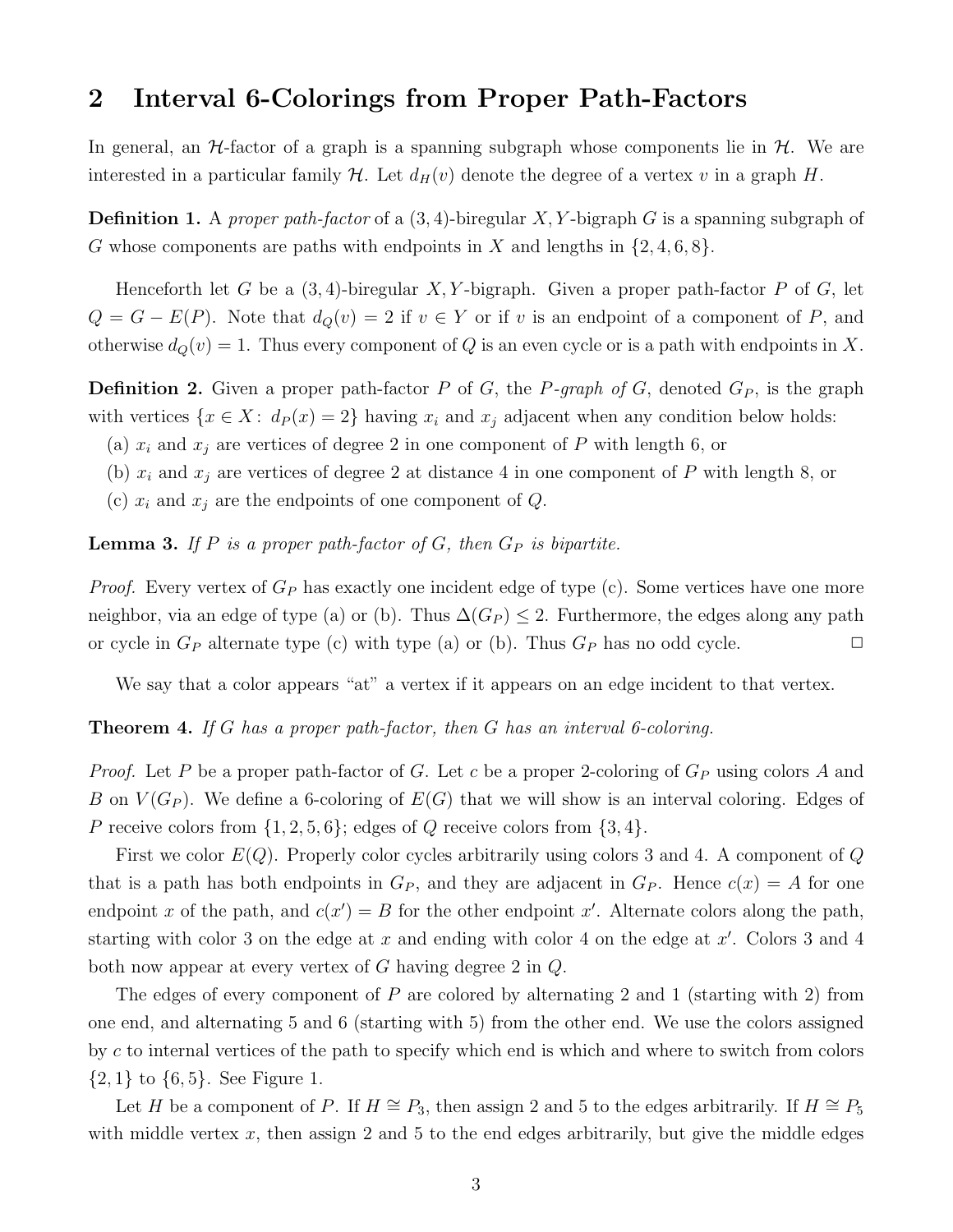## 2 Interval 6-Colorings from Proper Path-Factors

In general, an $\mathcal{H}$-factor of a graph is a spanning subgraph whose components lie in $\mathcal{H}$. We are interested in a particular family $\mathcal{H}$. Let $d_H(v)$ denote the degree of a vertex $v$ in a graph $H$.

**Definition 1.** A *proper path-factor* of a $(3,4)$-biregular $X,Y$-bigraph $G$ is a spanning subgraph of $G$ whose components are paths with endpoints in $X$ and lengths in $\{2,4,6,8\}$.

Henceforth let $G$ be a $(3,4)$-biregular $X,Y$-bigraph. Given a proper path-factor $P$ of $G$, let $Q = G - E(P)$. Note that $d_Q(v) = 2$ if $v \in Y$ or if $v$ is an endpoint of a component of $P$, and otherwise $d_Q(v) = 1$. Thus every component of $Q$ is an even cycle or is a path with endpoints in $X$.

**Definition 2.** Given a proper path-factor $P$ of $G$, the *$P$-graph of $G$*, denoted $G_P$, is the graph with vertices $\{x \in X\colon\ d_P(x) = 2\}$ having $x_i$ and $x_j$ adjacent when any condition below holds:
(a) $x_i$ and $x_j$ are vertices of degree 2 in one component of $P$ with length 6, or
(b) $x_i$ and $x_j$ are vertices of degree 2 at distance 4 in one component of $P$ with length 8, or
(c) $x_i$ and $x_j$ are the endpoints of one component of $Q$.

**Lemma 3.** *If $P$ is a proper path-factor of $G$, then $G_P$ is bipartite.*

*Proof.* Every vertex of $G_P$ has exactly one incident edge of type (c). Some vertices have one more neighbor, via an edge of type (a) or (b). Thus $\Delta(G_P) \le 2$. Furthermore, the edges along any path or cycle in $G_P$ alternate type (c) with type (a) or (b). Thus $G_P$ has no odd cycle. $\square$

We say that a color appears "at" a vertex if it appears on an edge incident to that vertex.

**Theorem 4.** *If $G$ has a proper path-factor, then $G$ has an interval 6-coloring.*

*Proof.* Let $P$ be a proper path-factor of $G$. Let $c$ be a proper 2-coloring of $G_P$ using colors $A$ and $B$ on $V(G_P)$. We define a 6-coloring of $E(G)$ that we will show is an interval coloring. Edges of $P$ receive colors from $\{1,2,5,6\}$; edges of $Q$ receive colors from $\{3,4\}$.

First we color $E(Q)$. Properly color cycles arbitrarily using colors 3 and 4. A component of $Q$ that is a path has both endpoints in $G_P$, and they are adjacent in $G_P$. Hence $c(x) = A$ for one endpoint $x$ of the path, and $c(x') = B$ for the other endpoint $x'$. Alternate colors along the path, starting with color 3 on the edge at $x$ and ending with color 4 on the edge at $x'$. Colors 3 and 4 both now appear at every vertex of $G$ having degree 2 in $Q$.

The edges of every component of $P$ are colored by alternating 2 and 1 (starting with 2) from one end, and alternating 5 and 6 (starting with 5) from the other end. We use the colors assigned by $c$ to internal vertices of the path to specify which end is which and where to switch from colors $\{2,1\}$ to $\{6,5\}$. See Figure 1.

Let $H$ be a component of $P$. If $H \cong P_3$, then assign 2 and 5 to the edges arbitrarily. If $H \cong P_5$ with middle vertex $x$, then assign 2 and 5 to the end edges arbitrarily, but give the middle edges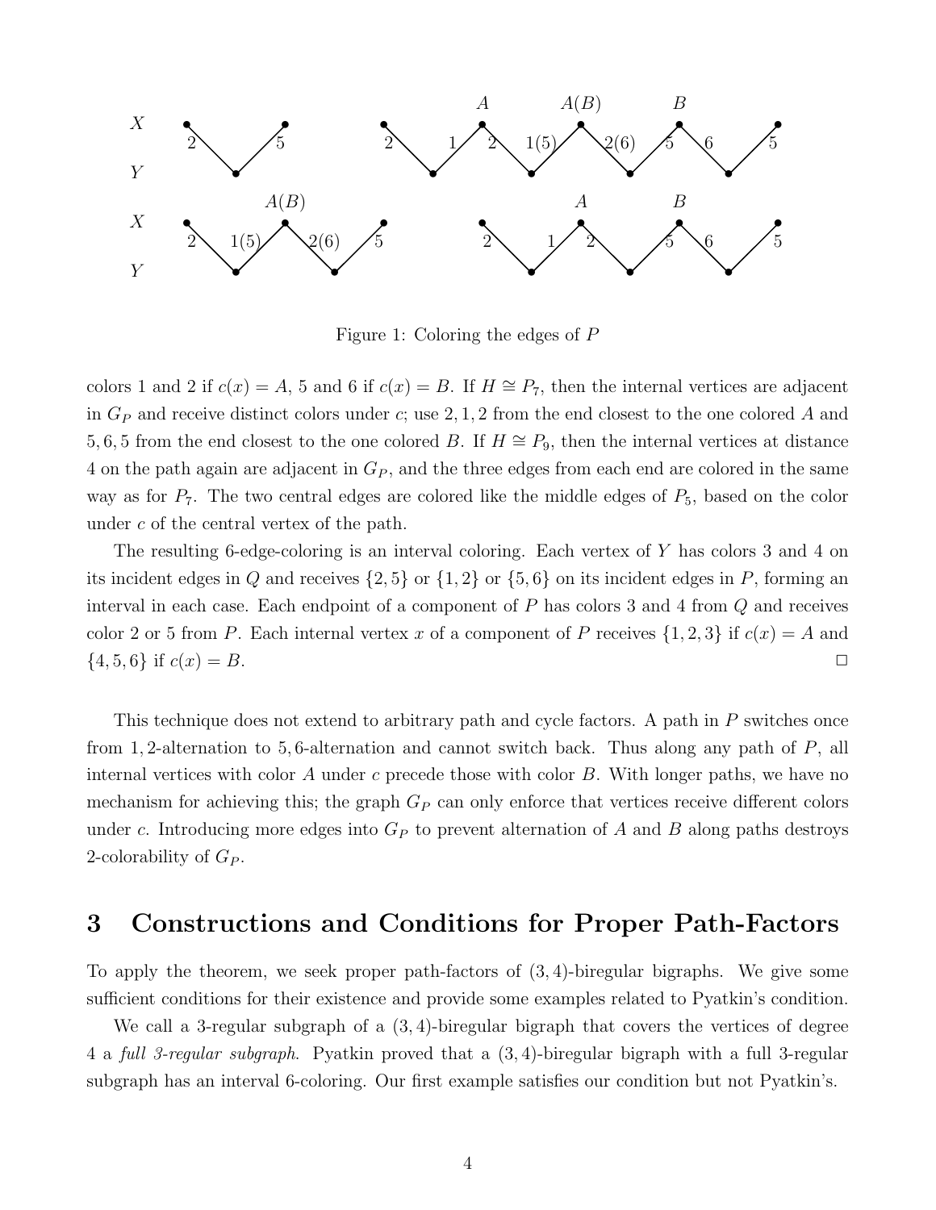Figure 1: Coloring the edges of $P$

colors 1 and 2 if $c(x) = A$, 5 and 6 if $c(x) = B$. If $H \cong P_7$, then the internal vertices are adjacent in $G_P$ and receive distinct colors under $c$; use $2, 1, 2$ from the end closest to the one colored $A$ and $5, 6, 5$ from the end closest to the one colored $B$. If $H \cong P_9$, then the internal vertices at distance 4 on the path again are adjacent in $G_P$, and the three edges from each end are colored in the same way as for $P_7$. The two central edges are colored like the middle edges of $P_5$, based on the color under $c$ of the central vertex of the path.

The resulting 6-edge-coloring is an interval coloring. Each vertex of $Y$ has colors 3 and 4 on its incident edges in $Q$ and receives $\{2, 5\}$ or $\{1, 2\}$ or $\{5, 6\}$ on its incident edges in $P$, forming an interval in each case. Each endpoint of a component of $P$ has colors 3 and 4 from $Q$ and receives color 2 or 5 from $P$. Each internal vertex $x$ of a component of $P$ receives $\{1, 2, 3\}$ if $c(x) = A$ and $\{4, 5, 6\}$ if $c(x) = B$. □

This technique does not extend to arbitrary path and cycle factors. A path in $P$ switches once from 1, 2-alternation to 5, 6-alternation and cannot switch back. Thus along any path of $P$, all internal vertices with color $A$ under $c$ precede those with color $B$. With longer paths, we have no mechanism for achieving this; the graph $G_P$ can only enforce that vertices receive different colors under $c$. Introducing more edges into $G_P$ to prevent alternation of $A$ and $B$ along paths destroys 2-colorability of $G_P$.

# 3 Constructions and Conditions for Proper Path-Factors

To apply the theorem, we seek proper path-factors of $(3, 4)$-biregular bigraphs. We give some sufficient conditions for their existence and provide some examples related to Pyatkin's condition.

We call a 3-regular subgraph of a $(3, 4)$-biregular bigraph that covers the vertices of degree 4 a *full 3-regular subgraph*. Pyatkin proved that a $(3, 4)$-biregular bigraph with a full 3-regular subgraph has an interval 6-coloring. Our first example satisfies our condition but not Pyatkin's.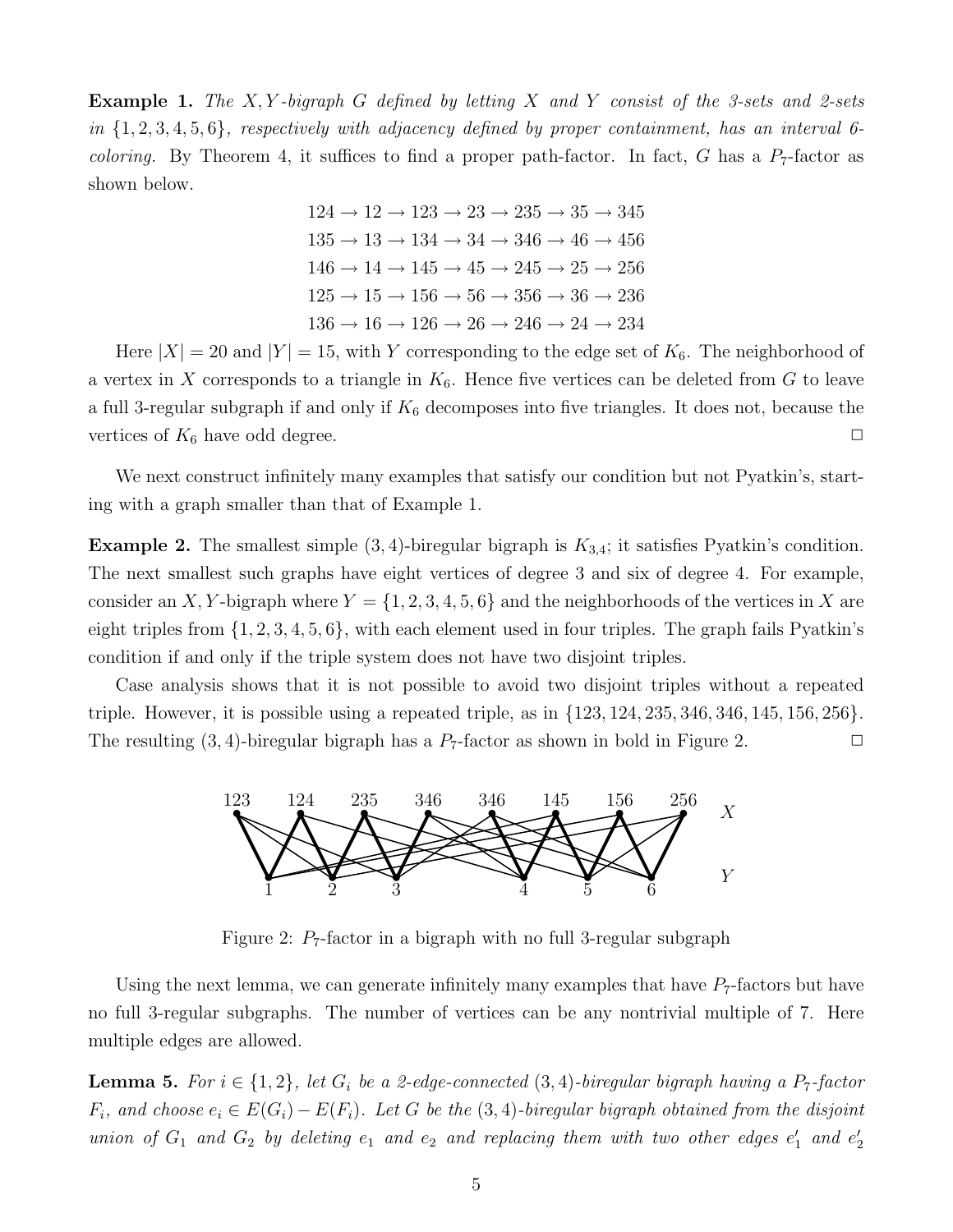**Example 1.** *The $X,Y$-bigraph $G$ defined by letting $X$ and $Y$ consist of the 3-sets and 2-sets in $\{1,2,3,4,5,6\}$, respectively with adjacency defined by proper containment, has an interval 6-coloring.* By Theorem 4, it suffices to find a proper path-factor. In fact, $G$ has a $P_7$-factor as shown below.

$$124 \to 12 \to 123 \to 23 \to 235 \to 35 \to 345$$
$$135 \to 13 \to 134 \to 34 \to 346 \to 46 \to 456$$
$$146 \to 14 \to 145 \to 45 \to 245 \to 25 \to 256$$
$$125 \to 15 \to 156 \to 56 \to 356 \to 36 \to 236$$
$$136 \to 16 \to 126 \to 26 \to 246 \to 24 \to 234$$

Here $|X| = 20$ and $|Y| = 15$, with $Y$ corresponding to the edge set of $K_6$. The neighborhood of a vertex in $X$ corresponds to a triangle in $K_6$. Hence five vertices can be deleted from $G$ to leave a full 3-regular subgraph if and only if $K_6$ decomposes into five triangles. It does not, because the vertices of $K_6$ have odd degree. □

We next construct infinitely many examples that satisfy our condition but not Pyatkin's, starting with a graph smaller than that of Example 1.

**Example 2.** The smallest simple $(3,4)$-biregular bigraph is $K_{3,4}$; it satisfies Pyatkin's condition. The next smallest such graphs have eight vertices of degree 3 and six of degree 4. For example, consider an $X,Y$-bigraph where $Y = \{1,2,3,4,5,6\}$ and the neighborhoods of the vertices in $X$ are eight triples from $\{1,2,3,4,5,6\}$, with each element used in four triples. The graph fails Pyatkin's condition if and only if the triple system does not have two disjoint triples.

Case analysis shows that it is not possible to avoid two disjoint triples without a repeated triple. However, it is possible using a repeated triple, as in $\{123, 124, 235, 346, 346, 145, 156, 256\}$. The resulting $(3,4)$-biregular bigraph has a $P_7$-factor as shown in bold in Figure 2. □

Figure 2: $P_7$-factor in a bigraph with no full 3-regular subgraph

Using the next lemma, we can generate infinitely many examples that have $P_7$-factors but have no full 3-regular subgraphs. The number of vertices can be any nontrivial multiple of 7. Here multiple edges are allowed.

**Lemma 5.** *For $i \in \{1,2\}$, let $G_i$ be a 2-edge-connected $(3,4)$-biregular bigraph having a $P_7$-factor $F_i$, and choose $e_i \in E(G_i) - E(F_i)$. Let $G$ be the $(3,4)$-biregular bigraph obtained from the disjoint union of $G_1$ and $G_2$ by deleting $e_1$ and $e_2$ and replacing them with two other edges $e_1'$ and $e_2'$*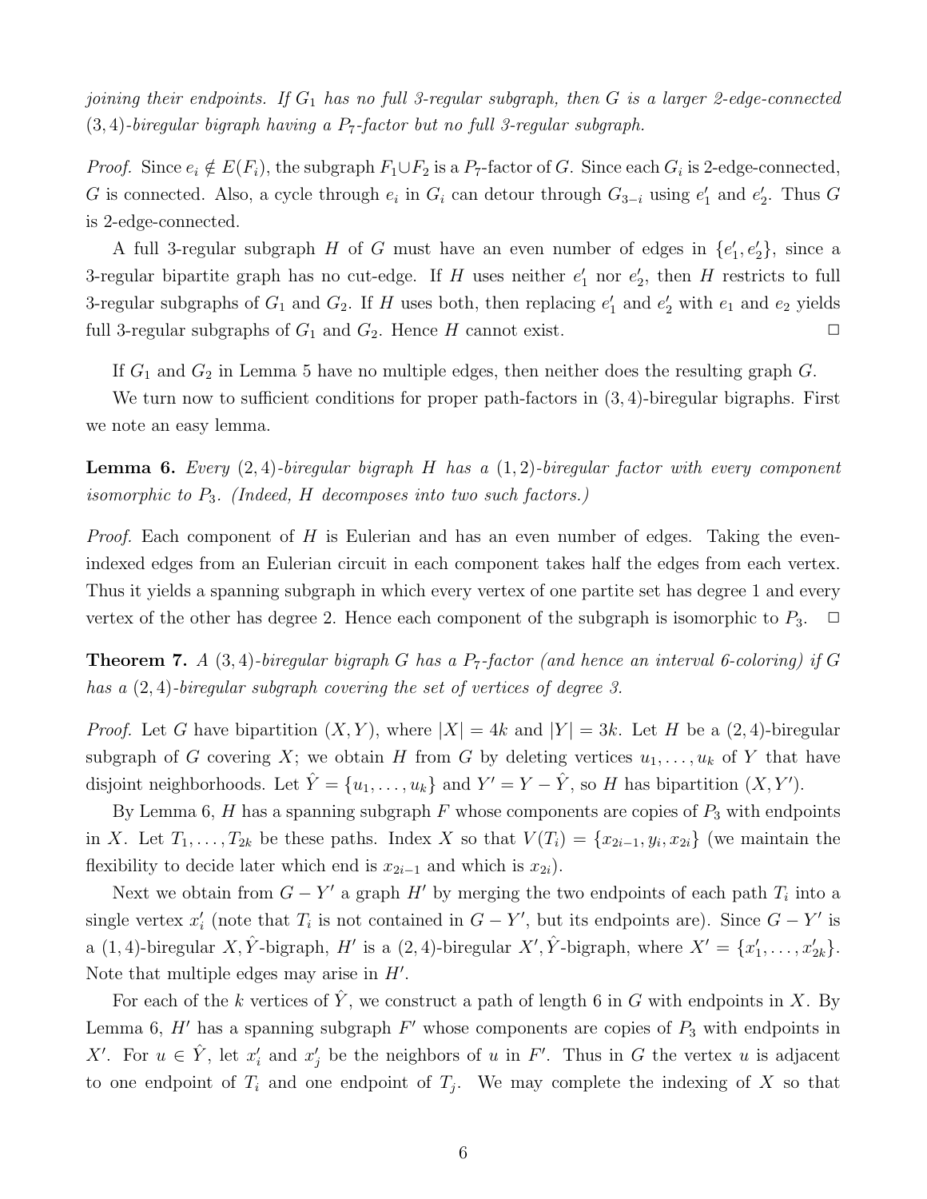*joining their endpoints. If $G_1$ has no full 3-regular subgraph, then $G$ is a larger 2-edge-connected $(3,4)$-biregular bigraph having a $P_7$-factor but no full 3-regular subgraph.*

*Proof.* Since $e_i \notin E(F_i)$, the subgraph $F_1 \cup F_2$ is a $P_7$-factor of $G$. Since each $G_i$ is 2-edge-connected, $G$ is connected. Also, a cycle through $e_i$ in $G_i$ can detour through $G_{3-i}$ using $e_1'$ and $e_2'$. Thus $G$ is 2-edge-connected.

A full 3-regular subgraph $H$ of $G$ must have an even number of edges in $\{e_1', e_2'\}$, since a 3-regular bipartite graph has no cut-edge. If $H$ uses neither $e_1'$ nor $e_2'$, then $H$ restricts to full 3-regular subgraphs of $G_1$ and $G_2$. If $H$ uses both, then replacing $e_1'$ and $e_2'$ with $e_1$ and $e_2$ yields full 3-regular subgraphs of $G_1$ and $G_2$. Hence $H$ cannot exist. $\square$

If $G_1$ and $G_2$ in Lemma 5 have no multiple edges, then neither does the resulting graph $G$.

We turn now to sufficient conditions for proper path-factors in $(3,4)$-biregular bigraphs. First we note an easy lemma.

**Lemma 6.** *Every $(2,4)$-biregular bigraph $H$ has a $(1,2)$-biregular factor with every component isomorphic to $P_3$. (Indeed, $H$ decomposes into two such factors.)*

*Proof.* Each component of $H$ is Eulerian and has an even number of edges. Taking the even-indexed edges from an Eulerian circuit in each component takes half the edges from each vertex. Thus it yields a spanning subgraph in which every vertex of one partite set has degree 1 and every vertex of the other has degree 2. Hence each component of the subgraph is isomorphic to $P_3$. $\square$

**Theorem 7.** *A $(3,4)$-biregular bigraph $G$ has a $P_7$-factor (and hence an interval 6-coloring) if $G$ has a $(2,4)$-biregular subgraph covering the set of vertices of degree 3.*

*Proof.* Let $G$ have bipartition $(X,Y)$, where $|X| = 4k$ and $|Y| = 3k$. Let $H$ be a $(2,4)$-biregular subgraph of $G$ covering $X$; we obtain $H$ from $G$ by deleting vertices $u_1, \ldots, u_k$ of $Y$ that have disjoint neighborhoods. Let $\hat{Y} = \{u_1, \ldots, u_k\}$ and $Y' = Y - \hat{Y}$, so $H$ has bipartition $(X, Y')$.

By Lemma 6, $H$ has a spanning subgraph $F$ whose components are copies of $P_3$ with endpoints in $X$. Let $T_1, \ldots, T_{2k}$ be these paths. Index $X$ so that $V(T_i) = \{x_{2i-1}, y_i, x_{2i}\}$ (we maintain the flexibility to decide later which end is $x_{2i-1}$ and which is $x_{2i}$).

Next we obtain from $G - Y'$ a graph $H'$ by merging the two endpoints of each path $T_i$ into a single vertex $x_i'$ (note that $T_i$ is not contained in $G - Y'$, but its endpoints are). Since $G - Y'$ is a $(1,4)$-biregular $X, \hat{Y}$-bigraph, $H'$ is a $(2,4)$-biregular $X', \hat{Y}$-bigraph, where $X' = \{x_1', \ldots, x_{2k}'\}$. Note that multiple edges may arise in $H'$.

For each of the $k$ vertices of $\hat{Y}$, we construct a path of length 6 in $G$ with endpoints in $X$. By Lemma 6, $H'$ has a spanning subgraph $F'$ whose components are copies of $P_3$ with endpoints in $X'$. For $u \in \hat{Y}$, let $x_i'$ and $x_j'$ be the neighbors of $u$ in $F'$. Thus in $G$ the vertex $u$ is adjacent to one endpoint of $T_i$ and one endpoint of $T_j$. We may complete the indexing of $X$ so that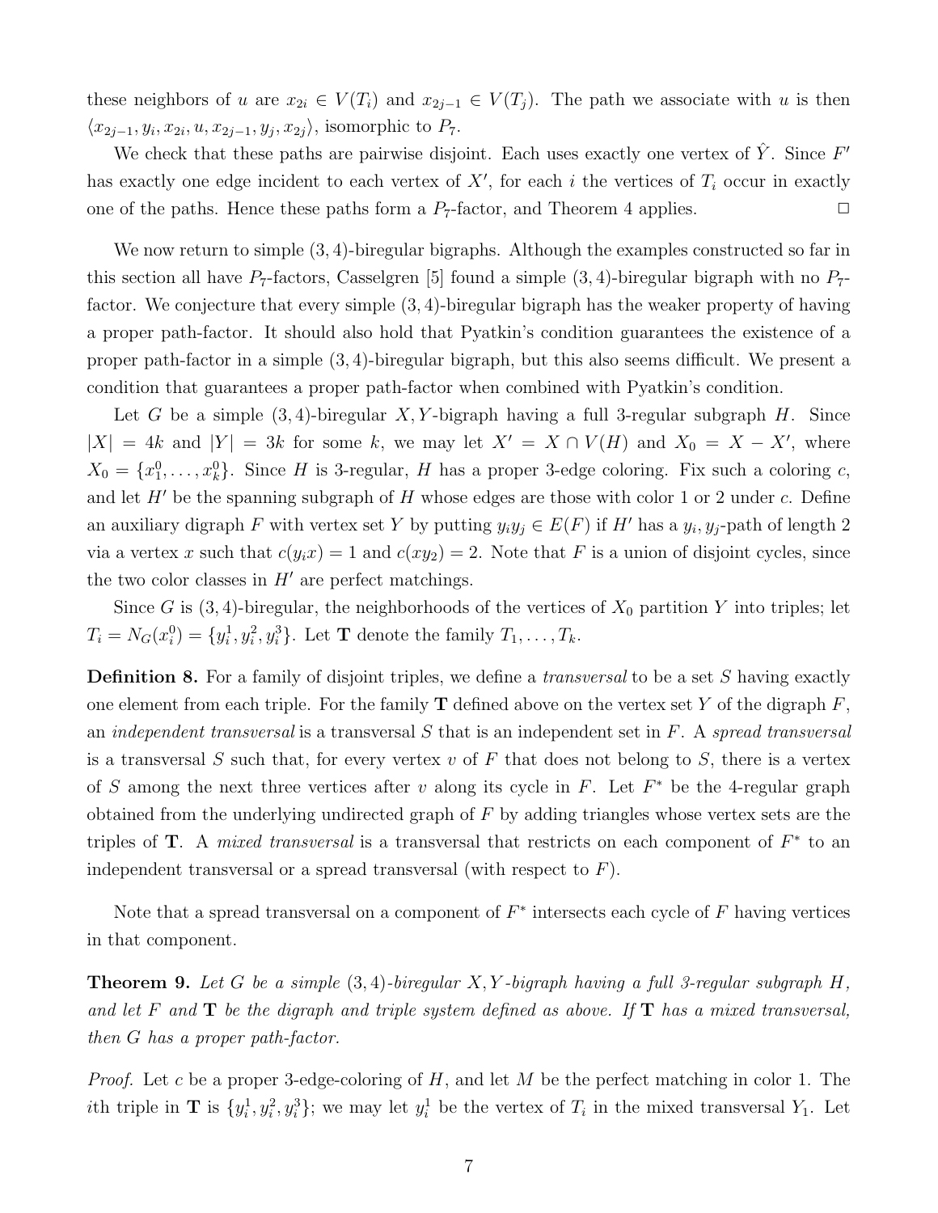these neighbors of $u$ are $x_{2i} \in V(T_i)$ and $x_{2j-1} \in V(T_j)$. The path we associate with $u$ is then $\langle x_{2j-1}, y_i, x_{2i}, u, x_{2j-1}, y_j, x_{2j} \rangle$, isomorphic to $P_7$.

We check that these paths are pairwise disjoint. Each uses exactly one vertex of $\hat{Y}$. Since $F'$ has exactly one edge incident to each vertex of $X'$, for each $i$ the vertices of $T_i$ occur in exactly one of the paths. Hence these paths form a $P_7$-factor, and Theorem 4 applies. $\square$

We now return to simple $(3,4)$-biregular bigraphs. Although the examples constructed so far in this section all have $P_7$-factors, Casselgren [5] found a simple $(3,4)$-biregular bigraph with no $P_7$-factor. We conjecture that every simple $(3,4)$-biregular bigraph has the weaker property of having a proper path-factor. It should also hold that Pyatkin's condition guarantees the existence of a proper path-factor in a simple $(3,4)$-biregular bigraph, but this also seems difficult. We present a condition that guarantees a proper path-factor when combined with Pyatkin's condition.

Let $G$ be a simple $(3,4)$-biregular $X,Y$-bigraph having a full 3-regular subgraph $H$. Since $|X| = 4k$ and $|Y| = 3k$ for some $k$, we may let $X' = X \cap V(H)$ and $X_0 = X - X'$, where $X_0 = \{x_1^0, \ldots, x_k^0\}$. Since $H$ is 3-regular, $H$ has a proper 3-edge coloring. Fix such a coloring $c$, and let $H'$ be the spanning subgraph of $H$ whose edges are those with color 1 or 2 under $c$. Define an auxiliary digraph $F$ with vertex set $Y$ by putting $y_i y_j \in E(F)$ if $H'$ has a $y_i, y_j$-path of length 2 via a vertex $x$ such that $c(y_i x) = 1$ and $c(x y_2) = 2$. Note that $F$ is a union of disjoint cycles, since the two color classes in $H'$ are perfect matchings.

Since $G$ is $(3,4)$-biregular, the neighborhoods of the vertices of $X_0$ partition $Y$ into triples; let $T_i = N_G(x_i^0) = \{y_i^1, y_i^2, y_i^3\}$. Let $\mathbf{T}$ denote the family $T_1, \ldots, T_k$.

**Definition 8.** For a family of disjoint triples, we define a *transversal* to be a set $S$ having exactly one element from each triple. For the family $\mathbf{T}$ defined above on the vertex set $Y$ of the digraph $F$, an *independent transversal* is a transversal $S$ that is an independent set in $F$. A *spread transversal* is a transversal $S$ such that, for every vertex $v$ of $F$ that does not belong to $S$, there is a vertex of $S$ among the next three vertices after $v$ along its cycle in $F$. Let $F^*$ be the 4-regular graph obtained from the underlying undirected graph of $F$ by adding triangles whose vertex sets are the triples of $\mathbf{T}$. A *mixed transversal* is a transversal that restricts on each component of $F^*$ to an independent transversal or a spread transversal (with respect to $F$).

Note that a spread transversal on a component of $F^*$ intersects each cycle of $F$ having vertices in that component.

**Theorem 9.** *Let $G$ be a simple $(3,4)$-biregular $X,Y$-bigraph having a full 3-regular subgraph $H$, and let $F$ and $\mathbf{T}$ be the digraph and triple system defined as above. If $\mathbf{T}$ has a mixed transversal, then $G$ has a proper path-factor.*

*Proof.* Let $c$ be a proper 3-edge-coloring of $H$, and let $M$ be the perfect matching in color 1. The $i$th triple in $\mathbf{T}$ is $\{y_i^1, y_i^2, y_i^3\}$; we may let $y_i^1$ be the vertex of $T_i$ in the mixed transversal $Y_1$. Let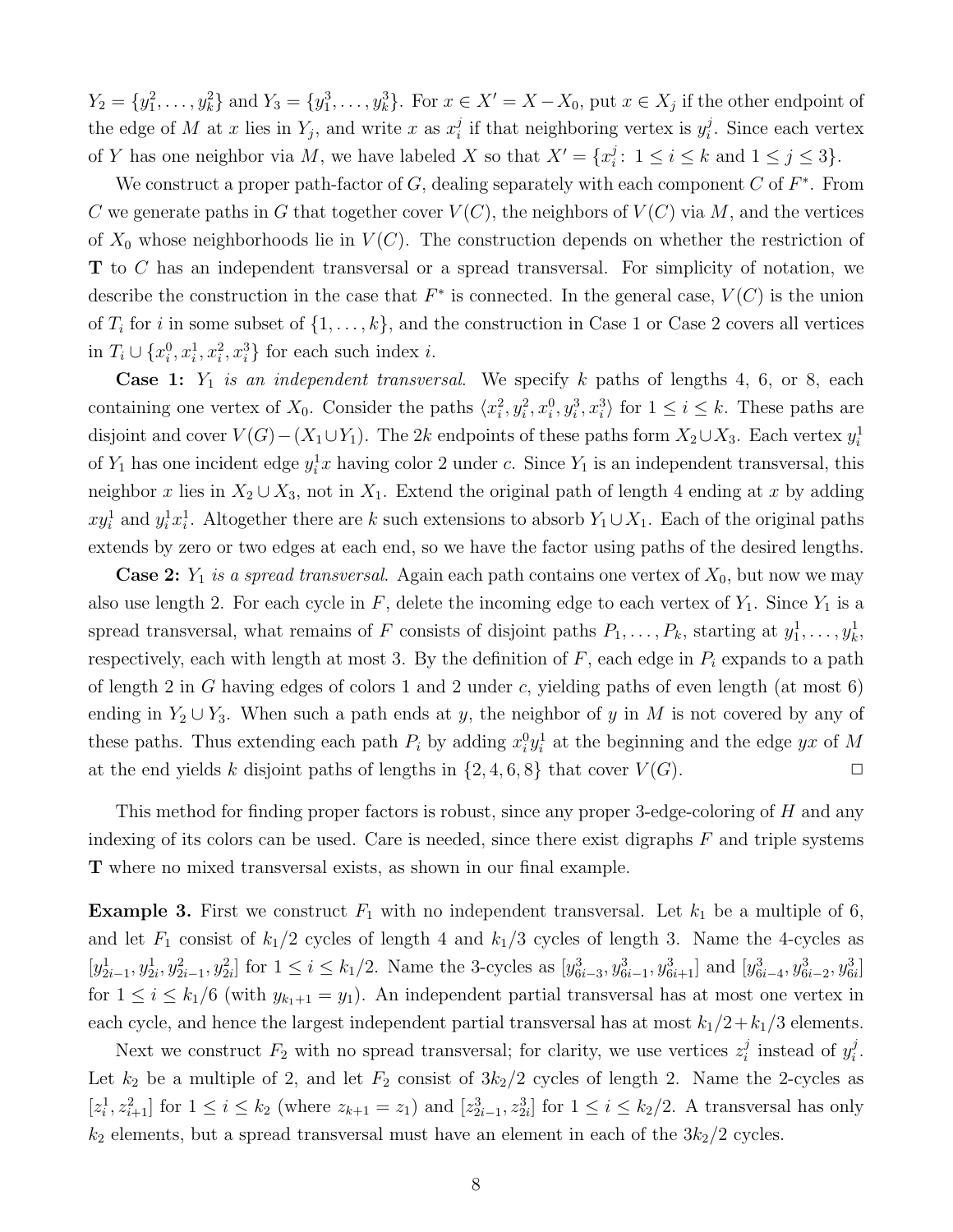$Y_2 = \{y_1^2, \ldots, y_k^2\}$ and $Y_3 = \{y_1^3, \ldots, y_k^3\}$. For $x \in X' = X - X_0$, put $x \in X_j$ if the other endpoint of the edge of $M$ at $x$ lies in $Y_j$, and write $x$ as $x_i^j$ if that neighboring vertex is $y_i^j$. Since each vertex of $Y$ has one neighbor via $M$, we have labeled $X$ so that $X' = \{x_i^j \colon 1 \le i \le k \text{ and } 1 \le j \le 3\}$.

We construct a proper path-factor of $G$, dealing separately with each component $C$ of $F^*$. From $C$ we generate paths in $G$ that together cover $V(C)$, the neighbors of $V(C)$ via $M$, and the vertices of $X_0$ whose neighborhoods lie in $V(C)$. The construction depends on whether the restriction of $\mathbf{T}$ to $C$ has an independent transversal or a spread transversal. For simplicity of notation, we describe the construction in the case that $F^*$ is connected. In the general case, $V(C)$ is the union of $T_i$ for $i$ in some subset of $\{1, \ldots, k\}$, and the construction in Case 1 or Case 2 covers all vertices in $T_i \cup \{x_i^0, x_i^1, x_i^2, x_i^3\}$ for each such index $i$.

**Case 1:** *$Y_1$ is an independent transversal.* We specify $k$ paths of lengths 4, 6, or 8, each containing one vertex of $X_0$. Consider the paths $\langle x_i^2, y_i^2, x_i^0, y_i^3, x_i^3 \rangle$ for $1 \le i \le k$. These paths are disjoint and cover $V(G) - (X_1 \cup Y_1)$. The $2k$ endpoints of these paths form $X_2 \cup X_3$. Each vertex $y_i^1$ of $Y_1$ has one incident edge $y_i^1 x$ having color 2 under $c$. Since $Y_1$ is an independent transversal, this neighbor $x$ lies in $X_2 \cup X_3$, not in $X_1$. Extend the original path of length 4 ending at $x$ by adding $xy_i^1$ and $y_i^1 x_i^1$. Altogether there are $k$ such extensions to absorb $Y_1 \cup X_1$. Each of the original paths extends by zero or two edges at each end, so we have the factor using paths of the desired lengths.

**Case 2:** *$Y_1$ is a spread transversal.* Again each path contains one vertex of $X_0$, but now we may also use length 2. For each cycle in $F$, delete the incoming edge to each vertex of $Y_1$. Since $Y_1$ is a spread transversal, what remains of $F$ consists of disjoint paths $P_1, \ldots, P_k$, starting at $y_1^1, \ldots, y_k^1$, respectively, each with length at most 3. By the definition of $F$, each edge in $P_i$ expands to a path of length 2 in $G$ having edges of colors 1 and 2 under $c$, yielding paths of even length (at most 6) ending in $Y_2 \cup Y_3$. When such a path ends at $y$, the neighbor of $y$ in $M$ is not covered by any of these paths. Thus extending each path $P_i$ by adding $x_i^0 y_i^1$ at the beginning and the edge $yx$ of $M$ at the end yields $k$ disjoint paths of lengths in $\{2, 4, 6, 8\}$ that cover $V(G)$. $\square$

This method for finding proper factors is robust, since any proper 3-edge-coloring of $H$ and any indexing of its colors can be used. Care is needed, since there exist digraphs $F$ and triple systems $\mathbf{T}$ where no mixed transversal exists, as shown in our final example.

**Example 3.** First we construct $F_1$ with no independent transversal. Let $k_1$ be a multiple of 6, and let $F_1$ consist of $k_1/2$ cycles of length 4 and $k_1/3$ cycles of length 3. Name the 4-cycles as $[y_{2i-1}^1, y_{2i}^1, y_{2i-1}^2, y_{2i}^2]$ for $1 \le i \le k_1/2$. Name the 3-cycles as $[y_{6i-3}^3, y_{6i-1}^3, y_{6i+1}^3]$ and $[y_{6i-4}^3, y_{6i-2}^3, y_{6i}^3]$ for $1 \le i \le k_1/6$ (with $y_{k_1+1} = y_1$). An independent partial transversal has at most one vertex in each cycle, and hence the largest independent partial transversal has at most $k_1/2 + k_1/3$ elements.

Next we construct $F_2$ with no spread transversal; for clarity, we use vertices $z_i^j$ instead of $y_i^j$. Let $k_2$ be a multiple of 2, and let $F_2$ consist of $3k_2/2$ cycles of length 2. Name the 2-cycles as $[z_i^1, z_{i+1}^2]$ for $1 \le i \le k_2$ (where $z_{k+1} = z_1$) and $[z_{2i-1}^3, z_{2i}^3]$ for $1 \le i \le k_2/2$. A transversal has only $k_2$ elements, but a spread transversal must have an element in each of the $3k_2/2$ cycles.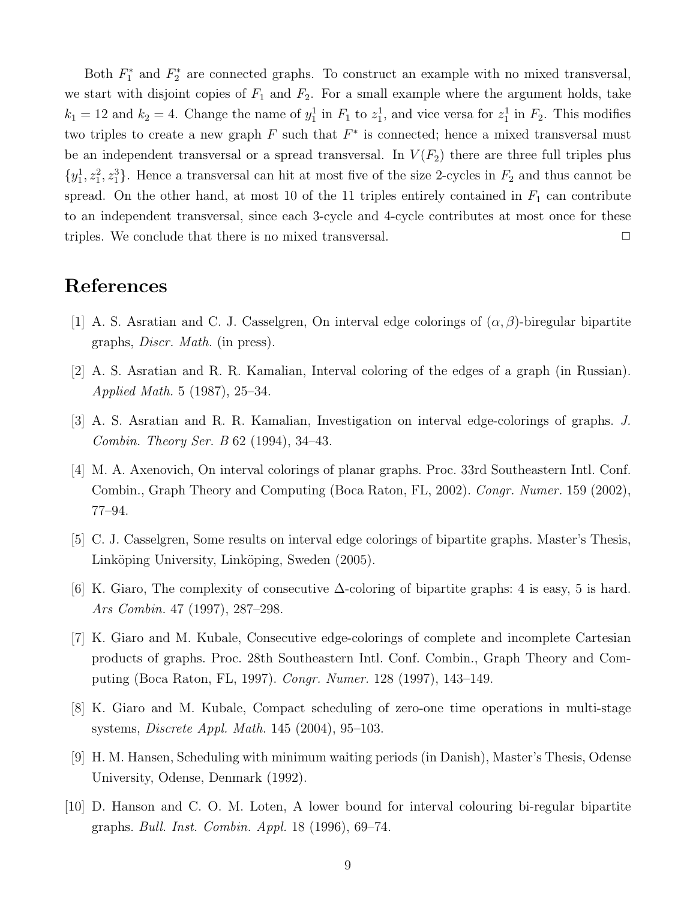Both $F_1^*$ and $F_2^*$ are connected graphs. To construct an example with no mixed transversal, we start with disjoint copies of $F_1$ and $F_2$. For a small example where the argument holds, take $k_1 = 12$ and $k_2 = 4$. Change the name of $y_1^1$ in $F_1$ to $z_1^1$, and vice versa for $z_1^1$ in $F_2$. This modifies two triples to create a new graph $F$ such that $F^*$ is connected; hence a mixed transversal must be an independent transversal or a spread transversal. In $V(F_2)$ there are three full triples plus $\{y_1^1, z_1^2, z_1^3\}$. Hence a transversal can hit at most five of the size 2-cycles in $F_2$ and thus cannot be spread. On the other hand, at most 10 of the 11 triples entirely contained in $F_1$ can contribute to an independent transversal, since each 3-cycle and 4-cycle contributes at most once for these triples. We conclude that there is no mixed transversal. □

# References

[1] A. S. Asratian and C. J. Casselgren, On interval edge colorings of $(\alpha, \beta)$-biregular bipartite graphs, *Discr. Math.* (in press).

[2] A. S. Asratian and R. R. Kamalian, Interval coloring of the edges of a graph (in Russian). *Applied Math.* 5 (1987), 25–34.

[3] A. S. Asratian and R. R. Kamalian, Investigation on interval edge-colorings of graphs. *J. Combin. Theory Ser. B* 62 (1994), 34–43.

[4] M. A. Axenovich, On interval colorings of planar graphs. Proc. 33rd Southeastern Intl. Conf. Combin., Graph Theory and Computing (Boca Raton, FL, 2002). *Congr. Numer.* 159 (2002), 77–94.

[5] C. J. Casselgren, Some results on interval edge colorings of bipartite graphs. Master's Thesis, Linköping University, Linköping, Sweden (2005).

[6] K. Giaro, The complexity of consecutive $\Delta$-coloring of bipartite graphs: 4 is easy, 5 is hard. *Ars Combin.* 47 (1997), 287–298.

[7] K. Giaro and M. Kubale, Consecutive edge-colorings of complete and incomplete Cartesian products of graphs. Proc. 28th Southeastern Intl. Conf. Combin., Graph Theory and Computing (Boca Raton, FL, 1997). *Congr. Numer.* 128 (1997), 143–149.

[8] K. Giaro and M. Kubale, Compact scheduling of zero-one time operations in multi-stage systems, *Discrete Appl. Math.* 145 (2004), 95–103.

[9] H. M. Hansen, Scheduling with minimum waiting periods (in Danish), Master's Thesis, Odense University, Odense, Denmark (1992).

[10] D. Hanson and C. O. M. Loten, A lower bound for interval colouring bi-regular bipartite graphs. *Bull. Inst. Combin. Appl.* 18 (1996), 69–74.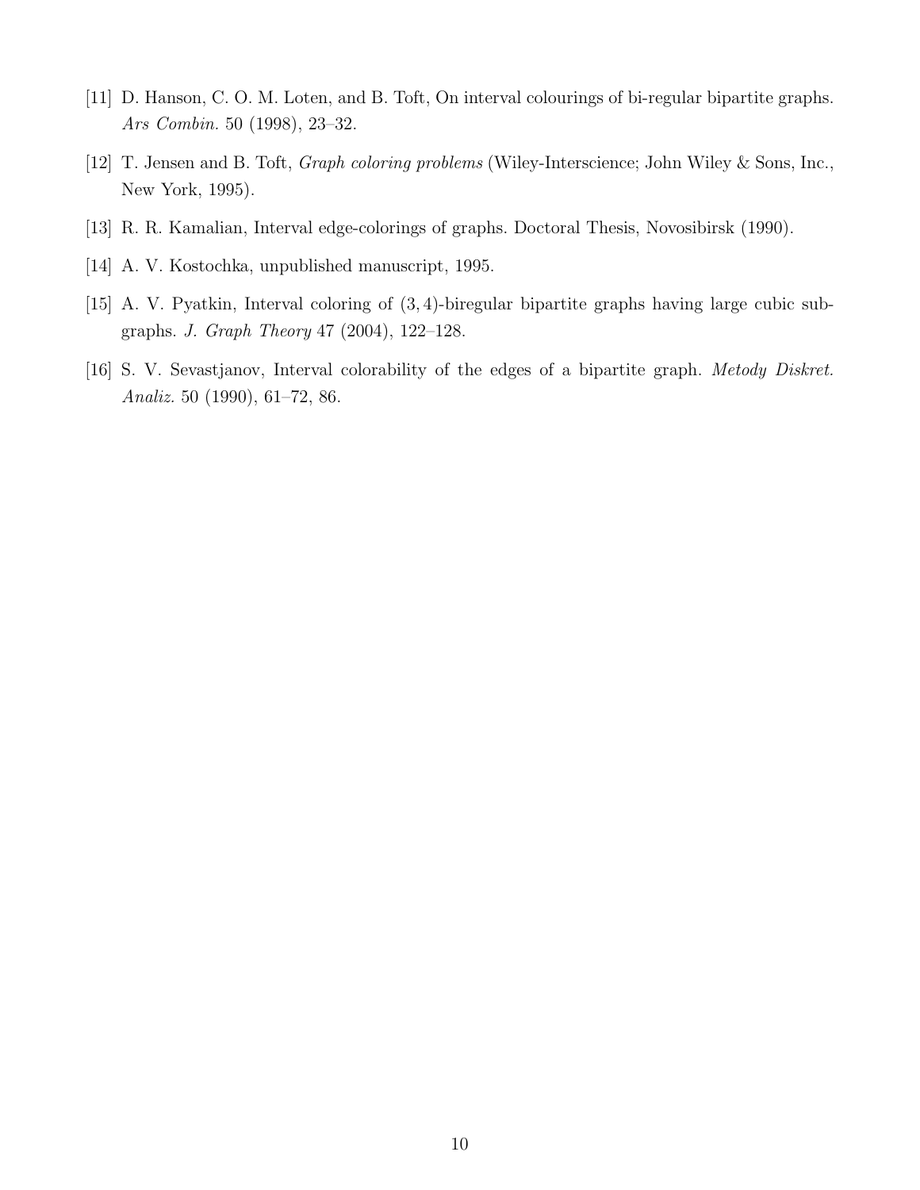[11] D. Hanson, C. O. M. Loten, and B. Toft, On interval colourings of bi-regular bipartite graphs. *Ars Combin.* 50 (1998), 23–32.

[12] T. Jensen and B. Toft, *Graph coloring problems* (Wiley-Interscience; John Wiley & Sons, Inc., New York, 1995).

[13] R. R. Kamalian, Interval edge-colorings of graphs. Doctoral Thesis, Novosibirsk (1990).

[14] A. V. Kostochka, unpublished manuscript, 1995.

[15] A. V. Pyatkin, Interval coloring of $(3, 4)$-biregular bipartite graphs having large cubic subgraphs. *J. Graph Theory* 47 (2004), 122–128.

[16] S. V. Sevastjanov, Interval colorability of the edges of a bipartite graph. *Metody Diskret. Analiz.* 50 (1990), 61–72, 86.